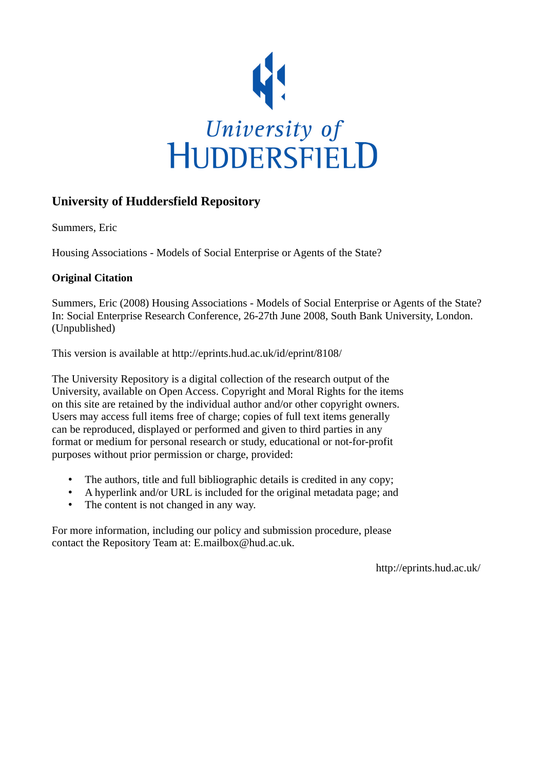University of HUDDERSFIELD

## University of Huddersfield Repository

Summers, Eric

Housing Associations - Models of Social Enterprise or Agents of the State?

### Original Citation

Summers, Eric (2008) Housing Associations - Models of Social Enterprise or Agents of the State? In: Social Enterprise Research Conference, 26-27th June 2008, South Bank University, London. (Unpublished)

This version is available at http://eprints.hud.ac.uk/id/eprint/8108/

The University Repository is a digital collection of the research output of the University, available on Open Access. Copyright and Moral Rights for the items on this site are retained by the individual author and/or other copyright owners. Users may access full items free of charge; copies of full text items generally can be reproduced, displayed or performed and given to third parties in any format or medium for personal research or study, educational or not-for-profit purposes without prior permission or charge, provided:

- The authors, title and full bibliographic details is credited in any copy;
- A hyperlink and/or URL is included for the original metadata page; and
- The content is not changed in any way.

For more information, including our policy and submission procedure, please contact the Repository Team at: E.mailbox@hud.ac.uk.

http://eprints.hud.ac.uk/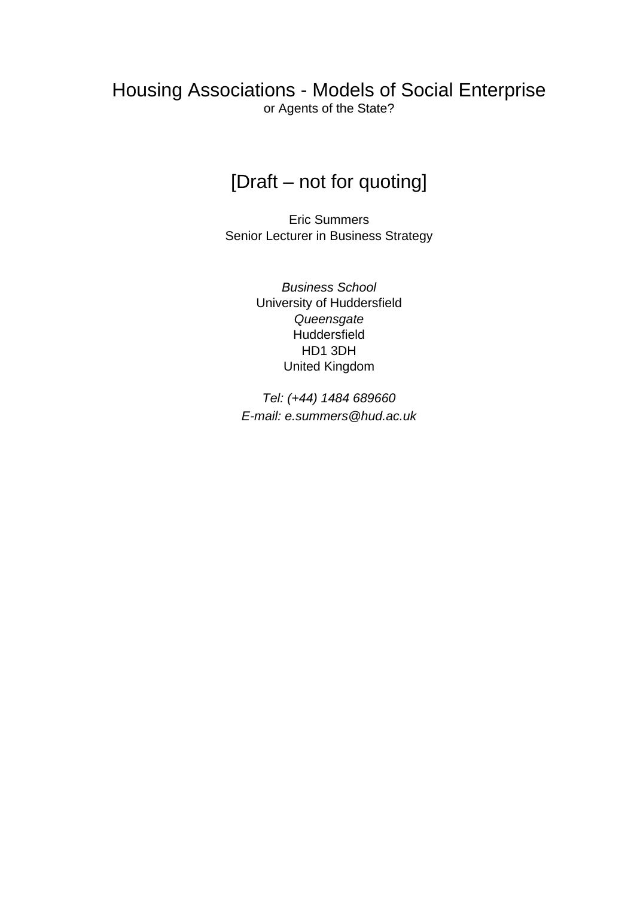# Housing Associations - Models of Social Enterprise

or Agents of the State?

## [Draft – not for quoting]

Eric Summers
Senior Lecturer in Business Strategy

*Business School*
University of Huddersfield
*Queensgate*
Huddersfield
HD1 3DH
United Kingdom

*Tel: (+44) 1484 689660*
*E-mail: e.summers@hud.ac.uk*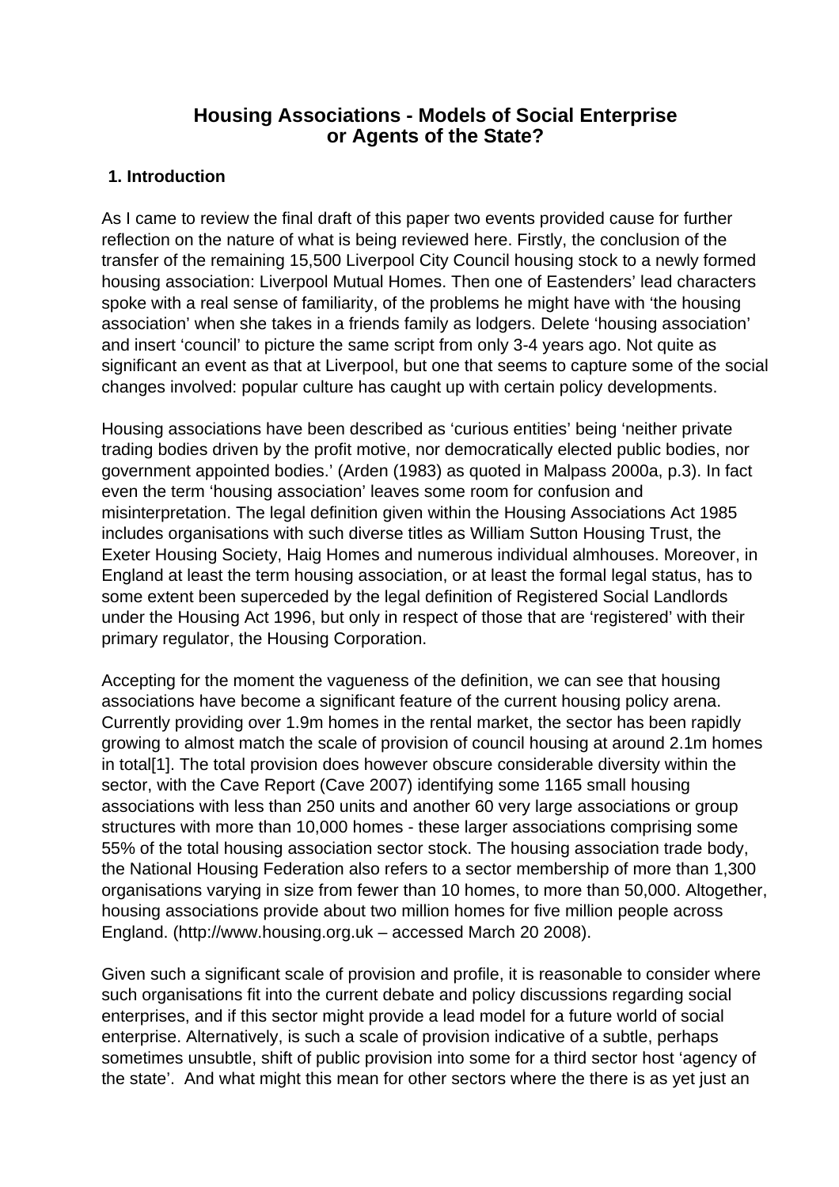# Housing Associations - Models of Social Enterprise or Agents of the State?

## 1. Introduction

As I came to review the final draft of this paper two events provided cause for further reflection on the nature of what is being reviewed here. Firstly, the conclusion of the transfer of the remaining 15,500 Liverpool City Council housing stock to a newly formed housing association: Liverpool Mutual Homes. Then one of Eastenders' lead characters spoke with a real sense of familiarity, of the problems he might have with 'the housing association' when she takes in a friends family as lodgers. Delete 'housing association' and insert 'council' to picture the same script from only 3-4 years ago. Not quite as significant an event as that at Liverpool, but one that seems to capture some of the social changes involved: popular culture has caught up with certain policy developments.

Housing associations have been described as 'curious entities' being 'neither private trading bodies driven by the profit motive, nor democratically elected public bodies, nor government appointed bodies.' (Arden (1983) as quoted in Malpass 2000a, p.3). In fact even the term 'housing association' leaves some room for confusion and misinterpretation. The legal definition given within the Housing Associations Act 1985 includes organisations with such diverse titles as William Sutton Housing Trust, the Exeter Housing Society, Haig Homes and numerous individual almhouses. Moreover, in England at least the term housing association, or at least the formal legal status, has to some extent been superceded by the legal definition of Registered Social Landlords under the Housing Act 1996, but only in respect of those that are 'registered' with their primary regulator, the Housing Corporation.

Accepting for the moment the vagueness of the definition, we can see that housing associations have become a significant feature of the current housing policy arena. Currently providing over 1.9m homes in the rental market, the sector has been rapidly growing to almost match the scale of provision of council housing at around 2.1m homes in total[1]. The total provision does however obscure considerable diversity within the sector, with the Cave Report (Cave 2007) identifying some 1165 small housing associations with less than 250 units and another 60 very large associations or group structures with more than 10,000 homes - these larger associations comprising some 55% of the total housing association sector stock. The housing association trade body, the National Housing Federation also refers to a sector membership of more than 1,300 organisations varying in size from fewer than 10 homes, to more than 50,000. Altogether, housing associations provide about two million homes for five million people across England. (http://www.housing.org.uk – accessed March 20 2008).

Given such a significant scale of provision and profile, it is reasonable to consider where such organisations fit into the current debate and policy discussions regarding social enterprises, and if this sector might provide a lead model for a future world of social enterprise. Alternatively, is such a scale of provision indicative of a subtle, perhaps sometimes unsubtle, shift of public provision into some for a third sector host 'agency of the state'. And what might this mean for other sectors where the there is as yet just an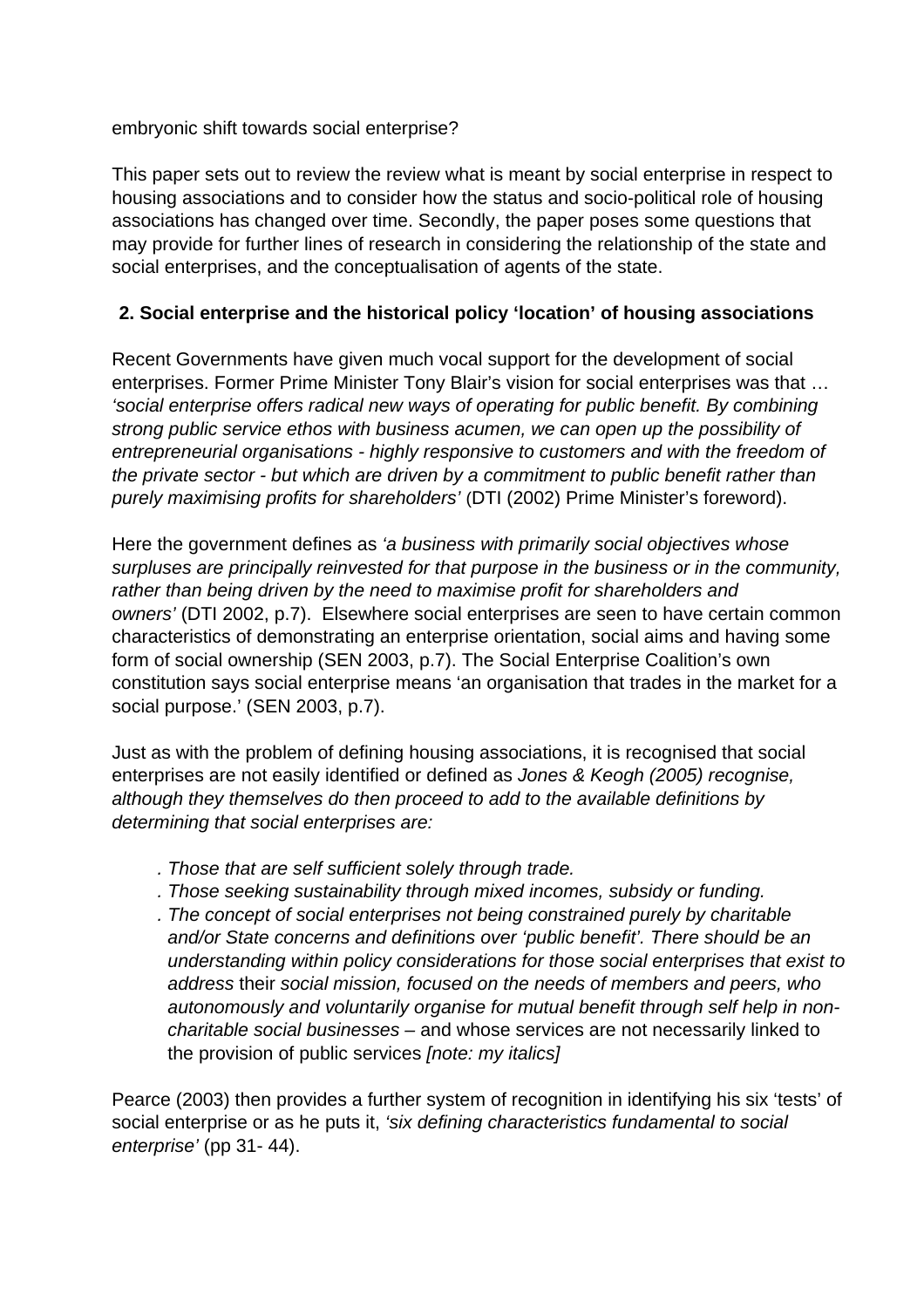embryonic shift towards social enterprise?

This paper sets out to review the review what is meant by social enterprise in respect to housing associations and to consider how the status and socio-political role of housing associations has changed over time. Secondly, the paper poses some questions that may provide for further lines of research in considering the relationship of the state and social enterprises, and the conceptualisation of agents of the state.

## 2. Social enterprise and the historical policy 'location' of housing associations

Recent Governments have given much vocal support for the development of social enterprises. Former Prime Minister Tony Blair's vision for social enterprises was that … *'social enterprise offers radical new ways of operating for public benefit. By combining strong public service ethos with business acumen, we can open up the possibility of entrepreneurial organisations - highly responsive to customers and with the freedom of the private sector - but which are driven by a commitment to public benefit rather than purely maximising profits for shareholders'* (DTI (2002) Prime Minister's foreword).

Here the government defines as *'a business with primarily social objectives whose surpluses are principally reinvested for that purpose in the business or in the community, rather than being driven by the need to maximise profit for shareholders and owners'* (DTI 2002, p.7). Elsewhere social enterprises are seen to have certain common characteristics of demonstrating an enterprise orientation, social aims and having some form of social ownership (SEN 2003, p.7). The Social Enterprise Coalition's own constitution says social enterprise means 'an organisation that trades in the market for a social purpose.' (SEN 2003, p.7).

Just as with the problem of defining housing associations, it is recognised that social enterprises are not easily identified or defined as *Jones & Keogh (2005) recognise, although they themselves do then proceed to add to the available definitions by determining that social enterprises are:*

- *Those that are self sufficient solely through trade.*
- *Those seeking sustainability through mixed incomes, subsidy or funding.*
- *The concept of social enterprises not being constrained purely by charitable and/or State concerns and definitions over 'public benefit'. There should be an understanding within policy considerations for those social enterprises that exist to address* their *social mission, focused on the needs of members and peers, who autonomously and voluntarily organise for mutual benefit through self help in non-charitable social businesses* – and whose services are not necessarily linked to the provision of public services *[note: my italics]*

Pearce (2003) then provides a further system of recognition in identifying his six 'tests' of social enterprise or as he puts it, *'six defining characteristics fundamental to social enterprise'* (pp 31- 44).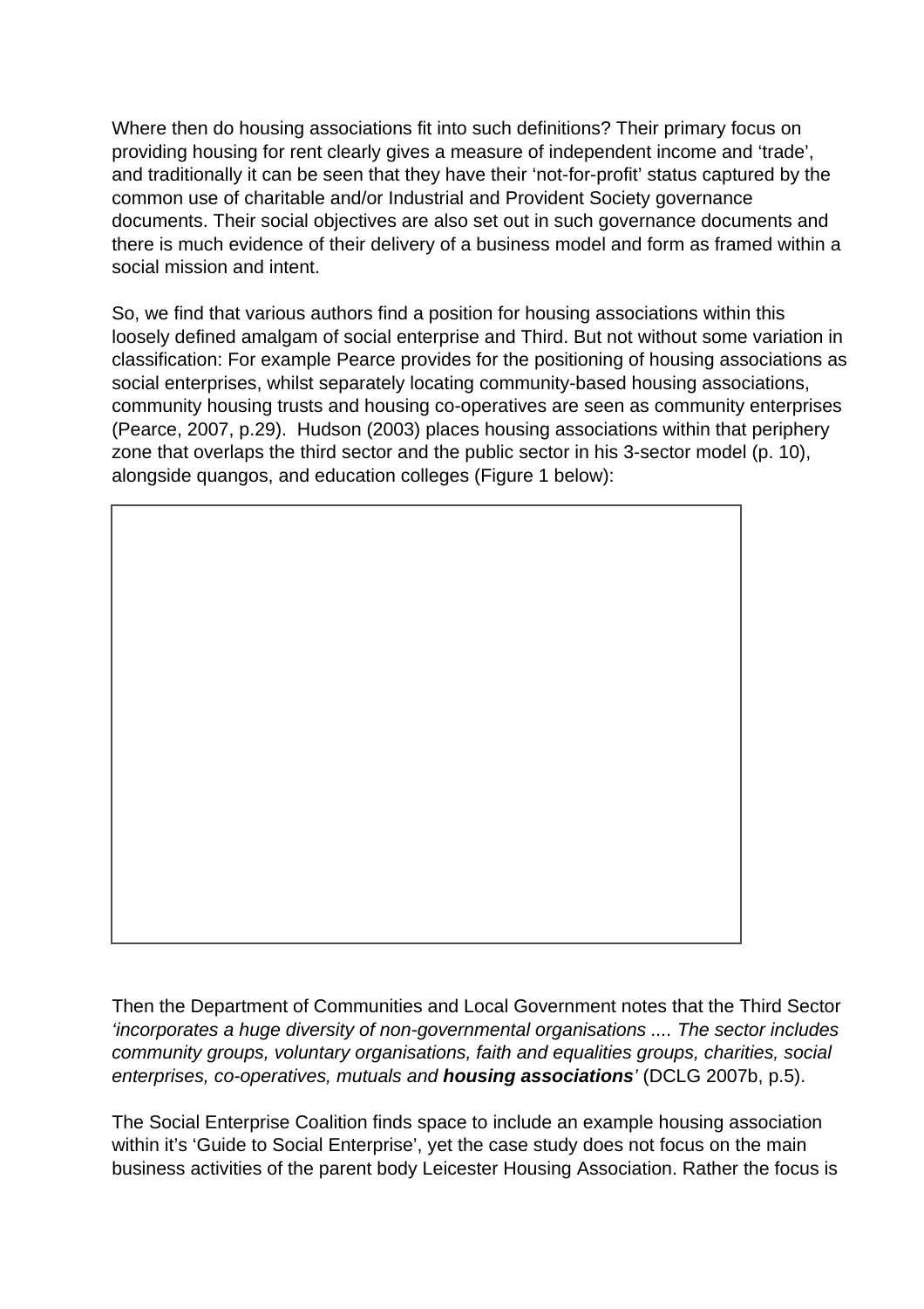Where then do housing associations fit into such definitions? Their primary focus on providing housing for rent clearly gives a measure of independent income and 'trade', and traditionally it can be seen that they have their 'not-for-profit' status captured by the common use of charitable and/or Industrial and Provident Society governance documents. Their social objectives are also set out in such governance documents and there is much evidence of their delivery of a business model and form as framed within a social mission and intent.

So, we find that various authors find a position for housing associations within this loosely defined amalgam of social enterprise and Third. But not without some variation in classification: For example Pearce provides for the positioning of housing associations as social enterprises, whilst separately locating community-based housing associations, community housing trusts and housing co-operatives are seen as community enterprises (Pearce, 2007, p.29). Hudson (2003) places housing associations within that periphery zone that overlaps the third sector and the public sector in his 3-sector model (p. 10), alongside quangos, and education colleges (Figure 1 below):

Then the Department of Communities and Local Government notes that the Third Sector *'incorporates a huge diversity of non-governmental organisations .... The sector includes community groups, voluntary organisations, faith and equalities groups, charities, social enterprises, co-operatives, mutuals and* ***housing associations****'* (DCLG 2007b, p.5).

The Social Enterprise Coalition finds space to include an example housing association within it's 'Guide to Social Enterprise', yet the case study does not focus on the main business activities of the parent body Leicester Housing Association. Rather the focus is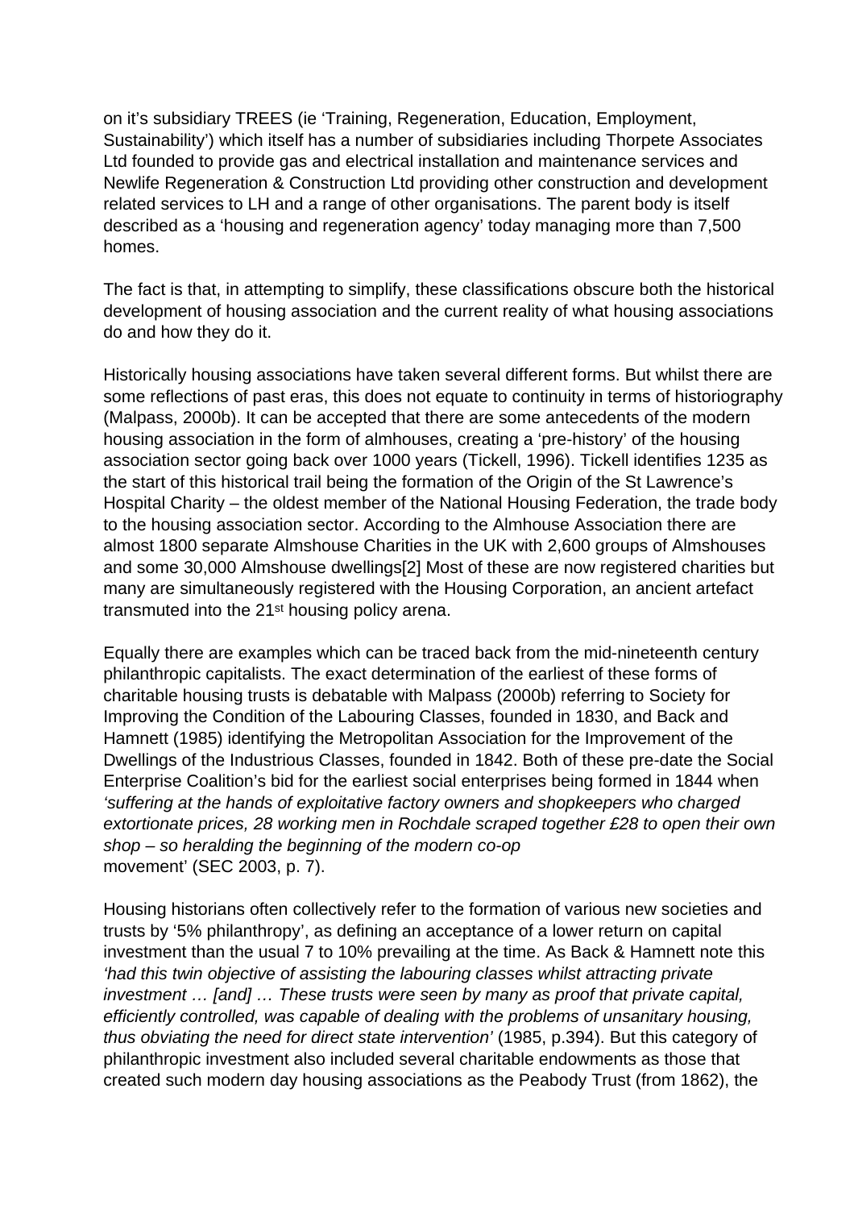on it's subsidiary TREES (ie 'Training, Regeneration, Education, Employment, Sustainability') which itself has a number of subsidiaries including Thorpete Associates Ltd founded to provide gas and electrical installation and maintenance services and Newlife Regeneration & Construction Ltd providing other construction and development related services to LH and a range of other organisations. The parent body is itself described as a 'housing and regeneration agency' today managing more than 7,500 homes.

The fact is that, in attempting to simplify, these classifications obscure both the historical development of housing association and the current reality of what housing associations do and how they do it.

Historically housing associations have taken several different forms. But whilst there are some reflections of past eras, this does not equate to continuity in terms of historiography (Malpass, 2000b). It can be accepted that there are some antecedents of the modern housing association in the form of almhouses, creating a 'pre-history' of the housing association sector going back over 1000 years (Tickell, 1996). Tickell identifies 1235 as the start of this historical trail being the formation of the Origin of the St Lawrence's Hospital Charity – the oldest member of the National Housing Federation, the trade body to the housing association sector. According to the Almhouse Association there are almost 1800 separate Almshouse Charities in the UK with 2,600 groups of Almshouses and some 30,000 Almshouse dwellings[2] Most of these are now registered charities but many are simultaneously registered with the Housing Corporation, an ancient artefact transmuted into the 21st housing policy arena.

Equally there are examples which can be traced back from the mid-nineteenth century philanthropic capitalists. The exact determination of the earliest of these forms of charitable housing trusts is debatable with Malpass (2000b) referring to Society for Improving the Condition of the Labouring Classes, founded in 1830, and Back and Hamnett (1985) identifying the Metropolitan Association for the Improvement of the Dwellings of the Industrious Classes, founded in 1842. Both of these pre-date the Social Enterprise Coalition's bid for the earliest social enterprises being formed in 1844 when *'suffering at the hands of exploitative factory owners and shopkeepers who charged extortionate prices, 28 working men in Rochdale scraped together £28 to open their own shop – so heralding the beginning of the modern co-op* movement' (SEC 2003, p. 7).

Housing historians often collectively refer to the formation of various new societies and trusts by '5% philanthropy', as defining an acceptance of a lower return on capital investment than the usual 7 to 10% prevailing at the time. As Back & Hamnett note this *'had this twin objective of assisting the labouring classes whilst attracting private investment … [and] … These trusts were seen by many as proof that private capital, efficiently controlled, was capable of dealing with the problems of unsanitary housing, thus obviating the need for direct state intervention'* (1985, p.394). But this category of philanthropic investment also included several charitable endowments as those that created such modern day housing associations as the Peabody Trust (from 1862), the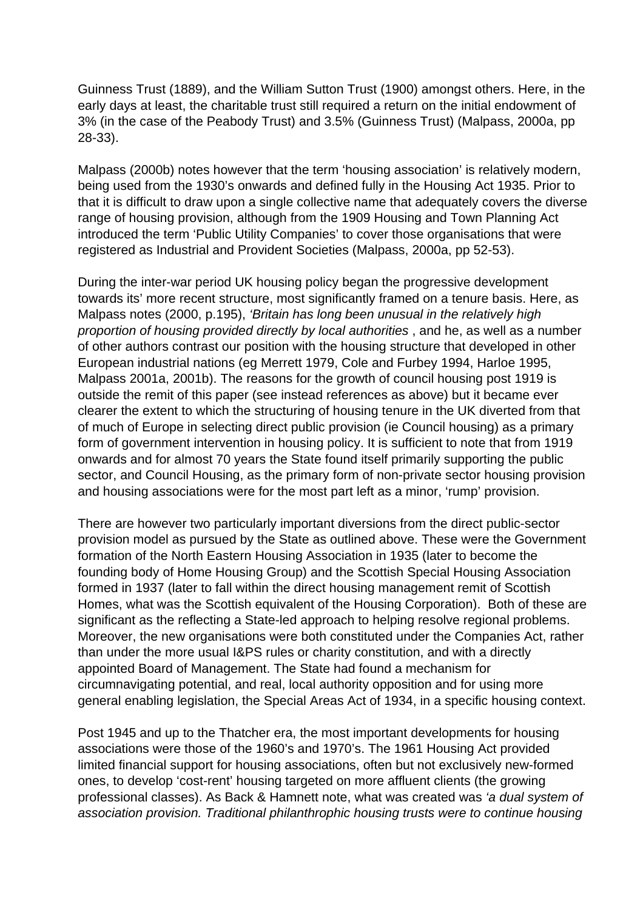Guinness Trust (1889), and the William Sutton Trust (1900) amongst others. Here, in the early days at least, the charitable trust still required a return on the initial endowment of 3% (in the case of the Peabody Trust) and 3.5% (Guinness Trust) (Malpass, 2000a, pp 28-33).

Malpass (2000b) notes however that the term 'housing association' is relatively modern, being used from the 1930's onwards and defined fully in the Housing Act 1935. Prior to that it is difficult to draw upon a single collective name that adequately covers the diverse range of housing provision, although from the 1909 Housing and Town Planning Act introduced the term 'Public Utility Companies' to cover those organisations that were registered as Industrial and Provident Societies (Malpass, 2000a, pp 52-53).

During the inter-war period UK housing policy began the progressive development towards its' more recent structure, most significantly framed on a tenure basis. Here, as Malpass notes (2000, p.195), *'Britain has long been unusual in the relatively high proportion of housing provided directly by local authorities* , and he, as well as a number of other authors contrast our position with the housing structure that developed in other European industrial nations (eg Merrett 1979, Cole and Furbey 1994, Harloe 1995, Malpass 2001a, 2001b). The reasons for the growth of council housing post 1919 is outside the remit of this paper (see instead references as above) but it became ever clearer the extent to which the structuring of housing tenure in the UK diverted from that of much of Europe in selecting direct public provision (ie Council housing) as a primary form of government intervention in housing policy. It is sufficient to note that from 1919 onwards and for almost 70 years the State found itself primarily supporting the public sector, and Council Housing, as the primary form of non-private sector housing provision and housing associations were for the most part left as a minor, 'rump' provision.

There are however two particularly important diversions from the direct public-sector provision model as pursued by the State as outlined above. These were the Government formation of the North Eastern Housing Association in 1935 (later to become the founding body of Home Housing Group) and the Scottish Special Housing Association formed in 1937 (later to fall within the direct housing management remit of Scottish Homes, what was the Scottish equivalent of the Housing Corporation). Both of these are significant as the reflecting a State-led approach to helping resolve regional problems. Moreover, the new organisations were both constituted under the Companies Act, rather than under the more usual I&PS rules or charity constitution, and with a directly appointed Board of Management. The State had found a mechanism for circumnavigating potential, and real, local authority opposition and for using more general enabling legislation, the Special Areas Act of 1934, in a specific housing context.

Post 1945 and up to the Thatcher era, the most important developments for housing associations were those of the 1960's and 1970's. The 1961 Housing Act provided limited financial support for housing associations, often but not exclusively new-formed ones, to develop 'cost-rent' housing targeted on more affluent clients (the growing professional classes). As Back & Hamnett note, what was created was *'a dual system of association provision. Traditional philanthrophic housing trusts were to continue housing*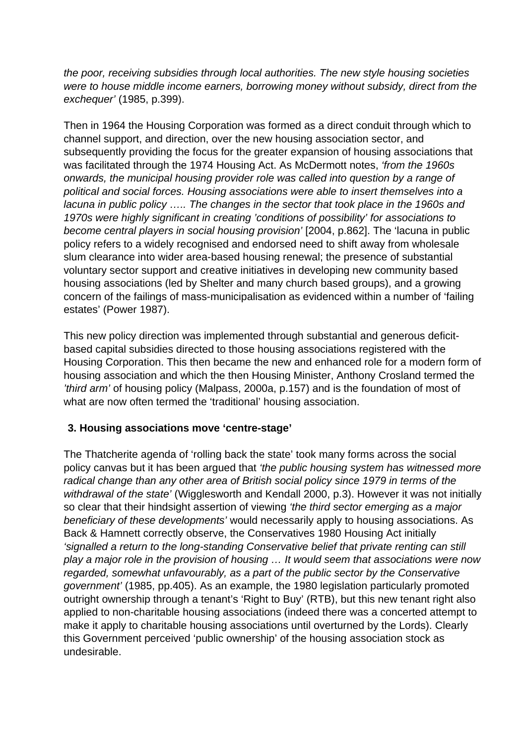*the poor, receiving subsidies through local authorities. The new style housing societies were to house middle income earners, borrowing money without subsidy, direct from the exchequer'* (1985, p.399).

Then in 1964 the Housing Corporation was formed as a direct conduit through which to channel support, and direction, over the new housing association sector, and subsequently providing the focus for the greater expansion of housing associations that was facilitated through the 1974 Housing Act. As McDermott notes, *'from the 1960s onwards, the municipal housing provider role was called into question by a range of political and social forces. Housing associations were able to insert themselves into a lacuna in public policy ….. The changes in the sector that took place in the 1960s and 1970s were highly significant in creating 'conditions of possibility' for associations to become central players in social housing provision'* [2004, p.862]. The 'lacuna in public policy refers to a widely recognised and endorsed need to shift away from wholesale slum clearance into wider area-based housing renewal; the presence of substantial voluntary sector support and creative initiatives in developing new community based housing associations (led by Shelter and many church based groups), and a growing concern of the failings of mass-municipalisation as evidenced within a number of 'failing estates' (Power 1987).

This new policy direction was implemented through substantial and generous deficit-based capital subsidies directed to those housing associations registered with the Housing Corporation. This then became the new and enhanced role for a modern form of housing association and which the then Housing Minister, Anthony Crosland termed the *'third arm'* of housing policy (Malpass, 2000a, p.157) and is the foundation of most of what are now often termed the 'traditional' housing association.

### 3. Housing associations move 'centre-stage'

The Thatcherite agenda of 'rolling back the state' took many forms across the social policy canvas but it has been argued that *'the public housing system has witnessed more radical change than any other area of British social policy since 1979 in terms of the withdrawal of the state'* (Wigglesworth and Kendall 2000, p.3). However it was not initially so clear that their hindsight assertion of viewing *'the third sector emerging as a major beneficiary of these developments'* would necessarily apply to housing associations. As Back & Hamnett correctly observe, the Conservatives 1980 Housing Act initially *'signalled a return to the long-standing Conservative belief that private renting can still play a major role in the provision of housing … It would seem that associations were now regarded, somewhat unfavourably, as a part of the public sector by the Conservative government'* (1985, pp.405). As an example, the 1980 legislation particularly promoted outright ownership through a tenant's 'Right to Buy' (RTB), but this new tenant right also applied to non-charitable housing associations (indeed there was a concerted attempt to make it apply to charitable housing associations until overturned by the Lords). Clearly this Government perceived 'public ownership' of the housing association stock as undesirable.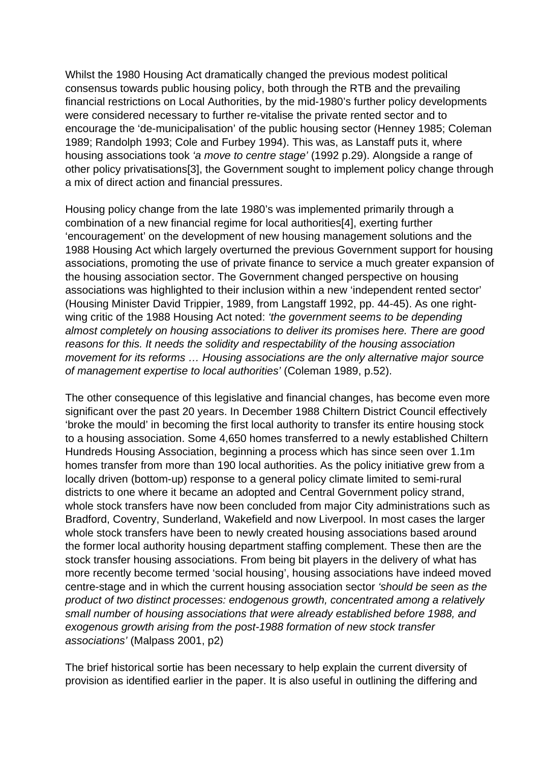Whilst the 1980 Housing Act dramatically changed the previous modest political consensus towards public housing policy, both through the RTB and the prevailing financial restrictions on Local Authorities, by the mid-1980's further policy developments were considered necessary to further re-vitalise the private rented sector and to encourage the 'de-municipalisation' of the public housing sector (Henney 1985; Coleman 1989; Randolph 1993; Cole and Furbey 1994). This was, as Lanstaff puts it, where housing associations took *'a move to centre stage'* (1992 p.29). Alongside a range of other policy privatisations[3], the Government sought to implement policy change through a mix of direct action and financial pressures.

Housing policy change from the late 1980's was implemented primarily through a combination of a new financial regime for local authorities[4], exerting further 'encouragement' on the development of new housing management solutions and the 1988 Housing Act which largely overturned the previous Government support for housing associations, promoting the use of private finance to service a much greater expansion of the housing association sector. The Government changed perspective on housing associations was highlighted to their inclusion within a new 'independent rented sector' (Housing Minister David Trippier, 1989, from Langstaff 1992, pp. 44-45). As one right-wing critic of the 1988 Housing Act noted: *'the government seems to be depending almost completely on housing associations to deliver its promises here. There are good reasons for this. It needs the solidity and respectability of the housing association movement for its reforms … Housing associations are the only alternative major source of management expertise to local authorities'* (Coleman 1989, p.52).

The other consequence of this legislative and financial changes, has become even more significant over the past 20 years. In December 1988 Chiltern District Council effectively 'broke the mould' in becoming the first local authority to transfer its entire housing stock to a housing association. Some 4,650 homes transferred to a newly established Chiltern Hundreds Housing Association, beginning a process which has since seen over 1.1m homes transfer from more than 190 local authorities. As the policy initiative grew from a locally driven (bottom-up) response to a general policy climate limited to semi-rural districts to one where it became an adopted and Central Government policy strand, whole stock transfers have now been concluded from major City administrations such as Bradford, Coventry, Sunderland, Wakefield and now Liverpool. In most cases the larger whole stock transfers have been to newly created housing associations based around the former local authority housing department staffing complement. These then are the stock transfer housing associations. From being bit players in the delivery of what has more recently become termed 'social housing', housing associations have indeed moved centre-stage and in which the current housing association sector *'should be seen as the product of two distinct processes: endogenous growth, concentrated among a relatively small number of housing associations that were already established before 1988, and exogenous growth arising from the post-1988 formation of new stock transfer associations'* (Malpass 2001, p2)

The brief historical sortie has been necessary to help explain the current diversity of provision as identified earlier in the paper. It is also useful in outlining the differing and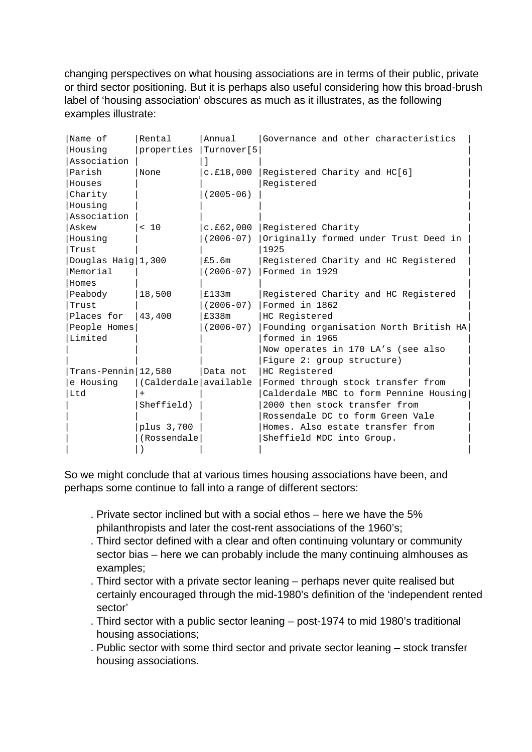changing perspectives on what housing associations are in terms of their public, private or third sector positioning. But it is perhaps also useful considering how this broad-brush label of 'housing association' obscures as much as it illustrates, as the following examples illustrate:

| Name of Housing Association | Rental properties | Annual Turnover[5] | Governance and other characteristics |
|---|---|---|---|
| Parish Houses Charity Housing Association | None | c.£18,000 (2005-06) | Registered Charity and HC[6] Registered |
| Askew Housing Trust | < 10 | c.£62,000 (2006-07) | Registered Charity<br>Originally formed under Trust Deed in 1925 |
| Douglas Haig Memorial Homes | 1,300 | £5.6m (2006-07) | Registered Charity and HC Registered<br>Formed in 1929 |
| Peabody Trust | 18,500 | £133m (2006-07) | Registered Charity and HC Registered<br>Formed in 1862 |
| Places for People Homes Limited | 43,400 | £338m (2006-07) | HC Registered<br>Founding organisation North British HA formed in 1965<br>Now operates in 170 LA's (see also Figure 2: group structure) |
| Trans-Pennine Housing Ltd | 12,580 (Calderdale + Sheffield)<br>plus 3,700 (Rossendale) | Data not available | HC Registered<br>Formed through stock transfer from Calderdale MBC to form Pennine Housing 2000 then stock transfer from Rossendale DC to form Green Vale Homes. Also estate transfer from Sheffield MDC into Group. |

So we might conclude that at various times housing associations have been, and perhaps some continue to fall into a range of different sectors:

- Private sector inclined but with a social ethos – here we have the 5% philanthropists and later the cost-rent associations of the 1960's;
- Third sector defined with a clear and often continuing voluntary or community sector bias – here we can probably include the many continuing almhouses as examples;
- Third sector with a private sector leaning – perhaps never quite realised but certainly encouraged through the mid-1980's definition of the 'independent rented sector'
- Third sector with a public sector leaning – post-1974 to mid 1980's traditional housing associations;
- Public sector with some third sector and private sector leaning – stock transfer housing associations.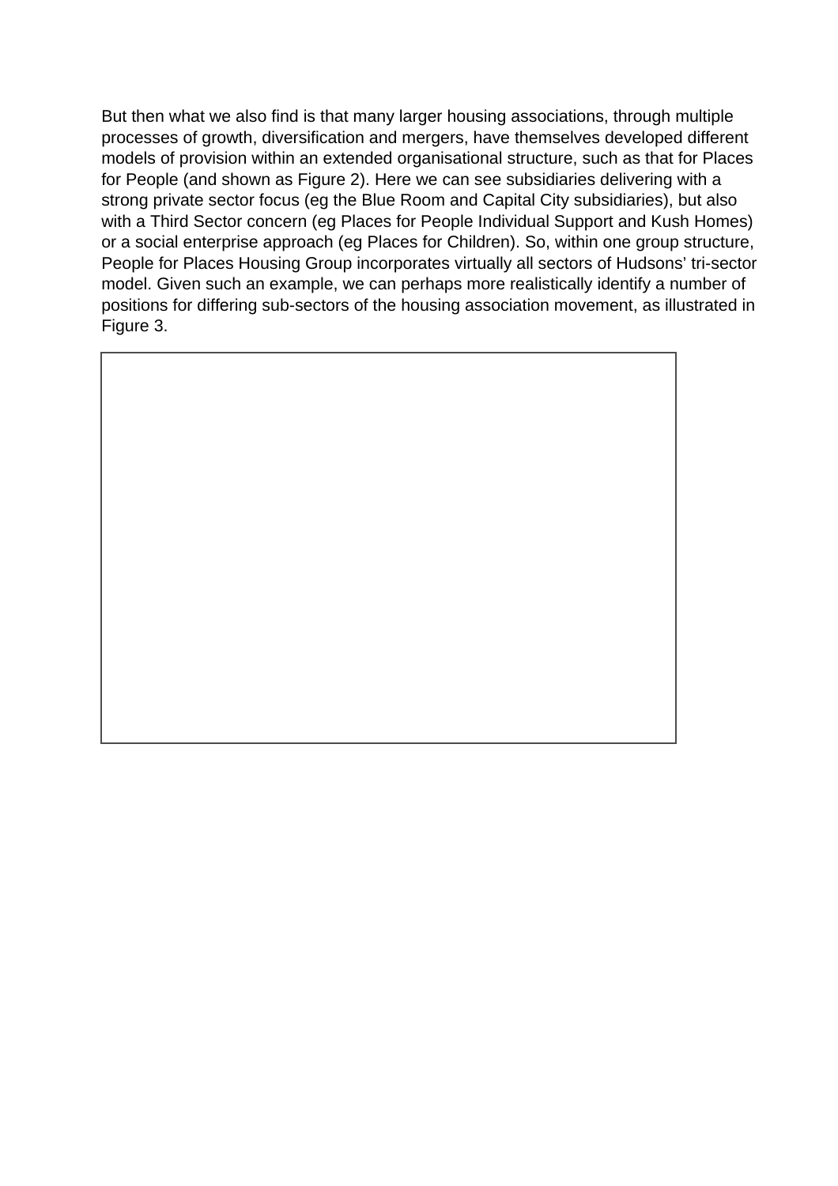But then what we also find is that many larger housing associations, through multiple processes of growth, diversification and mergers, have themselves developed different models of provision within an extended organisational structure, such as that for Places for People (and shown as Figure 2). Here we can see subsidiaries delivering with a strong private sector focus (eg the Blue Room and Capital City subsidiaries), but also with a Third Sector concern (eg Places for People Individual Support and Kush Homes) or a social enterprise approach (eg Places for Children). So, within one group structure, People for Places Housing Group incorporates virtually all sectors of Hudsons' tri-sector model. Given such an example, we can perhaps more realistically identify a number of positions for differing sub-sectors of the housing association movement, as illustrated in Figure 3.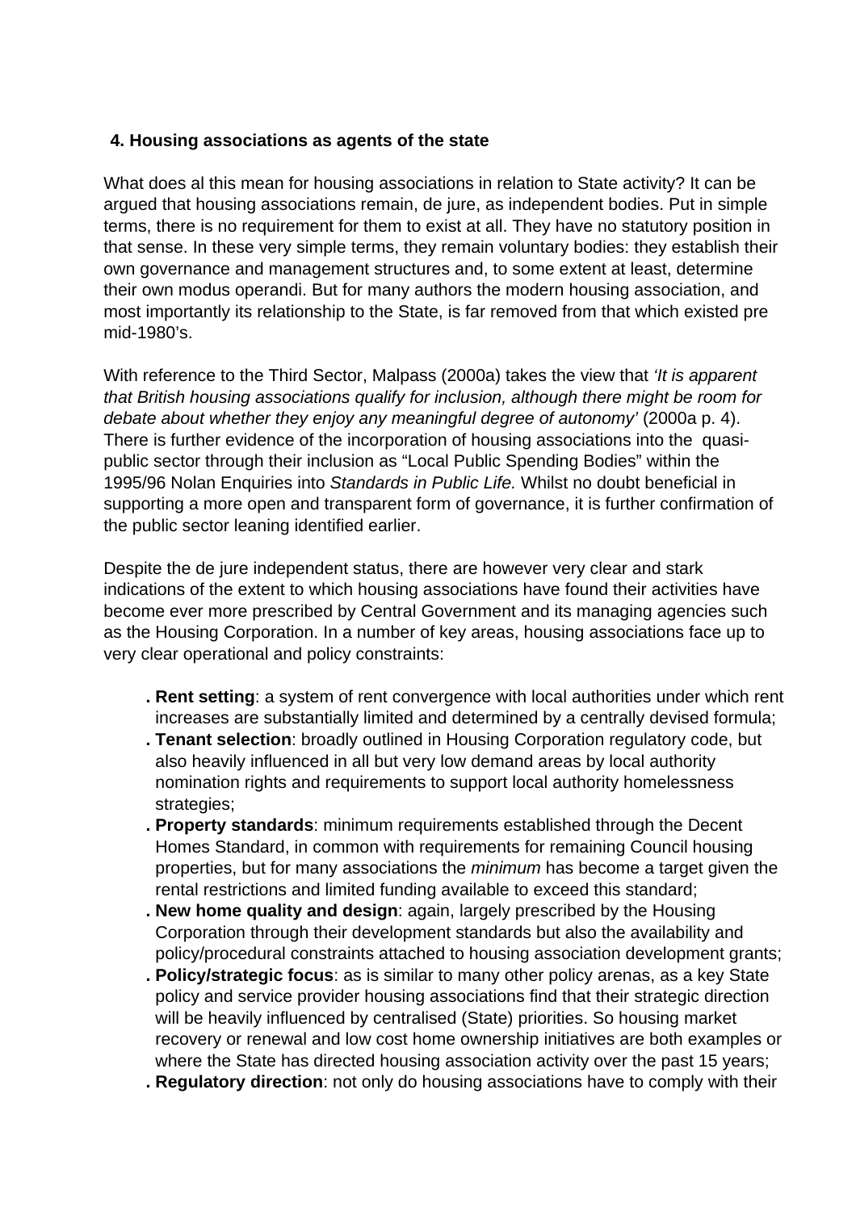## 4. Housing associations as agents of the state

What does al this mean for housing associations in relation to State activity? It can be argued that housing associations remain, de jure, as independent bodies. Put in simple terms, there is no requirement for them to exist at all. They have no statutory position in that sense. In these very simple terms, they remain voluntary bodies: they establish their own governance and management structures and, to some extent at least, determine their own modus operandi. But for many authors the modern housing association, and most importantly its relationship to the State, is far removed from that which existed pre mid-1980's.

With reference to the Third Sector, Malpass (2000a) takes the view that *'It is apparent that British housing associations qualify for inclusion, although there might be room for debate about whether they enjoy any meaningful degree of autonomy'* (2000a p. 4). There is further evidence of the incorporation of housing associations into the quasi-public sector through their inclusion as "Local Public Spending Bodies" within the 1995/96 Nolan Enquiries into *Standards in Public Life.* Whilst no doubt beneficial in supporting a more open and transparent form of governance, it is further confirmation of the public sector leaning identified earlier.

Despite the de jure independent status, there are however very clear and stark indications of the extent to which housing associations have found their activities have become ever more prescribed by Central Government and its managing agencies such as the Housing Corporation. In a number of key areas, housing associations face up to very clear operational and policy constraints:

- **Rent setting**: a system of rent convergence with local authorities under which rent increases are substantially limited and determined by a centrally devised formula;
- **Tenant selection**: broadly outlined in Housing Corporation regulatory code, but also heavily influenced in all but very low demand areas by local authority nomination rights and requirements to support local authority homelessness strategies;
- **Property standards**: minimum requirements established through the Decent Homes Standard, in common with requirements for remaining Council housing properties, but for many associations the *minimum* has become a target given the rental restrictions and limited funding available to exceed this standard;
- **New home quality and design**: again, largely prescribed by the Housing Corporation through their development standards but also the availability and policy/procedural constraints attached to housing association development grants;
- **Policy/strategic focus**: as is similar to many other policy arenas, as a key State policy and service provider housing associations find that their strategic direction will be heavily influenced by centralised (State) priorities. So housing market recovery or renewal and low cost home ownership initiatives are both examples or where the State has directed housing association activity over the past 15 years;
- **Regulatory direction**: not only do housing associations have to comply with their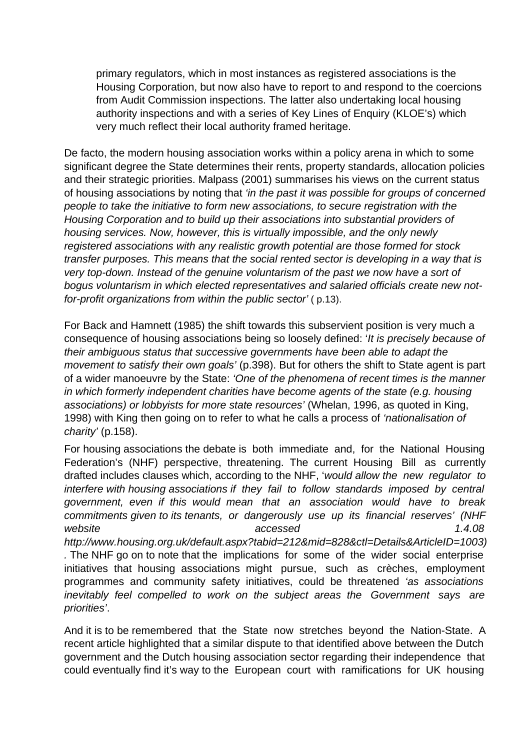primary regulators, which in most instances as registered associations is the Housing Corporation, but now also have to report to and respond to the coercions from Audit Commission inspections. The latter also undertaking local housing authority inspections and with a series of Key Lines of Enquiry (KLOE's) which very much reflect their local authority framed heritage.

De facto, the modern housing association works within a policy arena in which to some significant degree the State determines their rents, property standards, allocation policies and their strategic priorities. Malpass (2001) summarises his views on the current status of housing associations by noting that *'in the past it was possible for groups of concerned people to take the initiative to form new associations, to secure registration with the Housing Corporation and to build up their associations into substantial providers of housing services. Now, however, this is virtually impossible, and the only newly registered associations with any realistic growth potential are those formed for stock transfer purposes. This means that the social rented sector is developing in a way that is very top-down. Instead of the genuine voluntarism of the past we now have a sort of bogus voluntarism in which elected representatives and salaried officials create new not-for-profit organizations from within the public sector'* ( p.13).

For Back and Hamnett (1985) the shift towards this subservient position is very much a consequence of housing associations being so loosely defined: '*It is precisely because of their ambiguous status that successive governments have been able to adapt the movement to satisfy their own goals'* (p.398). But for others the shift to State agent is part of a wider manoeuvre by the State: *'One of the phenomena of recent times is the manner in which formerly independent charities have become agents of the state (e.g. housing associations) or lobbyists for more state resources'* (Whelan, 1996, as quoted in King, 1998) with King then going on to refer to what he calls a process of *'nationalisation of charity'* (p.158).

For housing associations the debate is both immediate and, for the National Housing Federation's (NHF) perspective, threatening. The current Housing Bill as currently drafted includes clauses which, according to the NHF, '*would allow the new regulator to interfere with housing associations if they fail to follow standards imposed by central government, even if this would mean that an association would have to break commitments given to its tenants, or dangerously use up its financial reserves' (NHF website accessed 1.4.08 http://www.housing.org.uk/default.aspx?tabid=212&mid=828&ctl=Details&ArticleID=1003)*. The NHF go on to note that the implications for some of the wider social enterprise initiatives that housing associations might pursue, such as crèches, employment programmes and community safety initiatives, could be threatened *'as associations inevitably feel compelled to work on the subject areas the Government says are priorities'*.

And it is to be remembered that the State now stretches beyond the Nation-State. A recent article highlighted that a similar dispute to that identified above between the Dutch government and the Dutch housing association sector regarding their independence that could eventually find it's way to the European court with ramifications for UK housing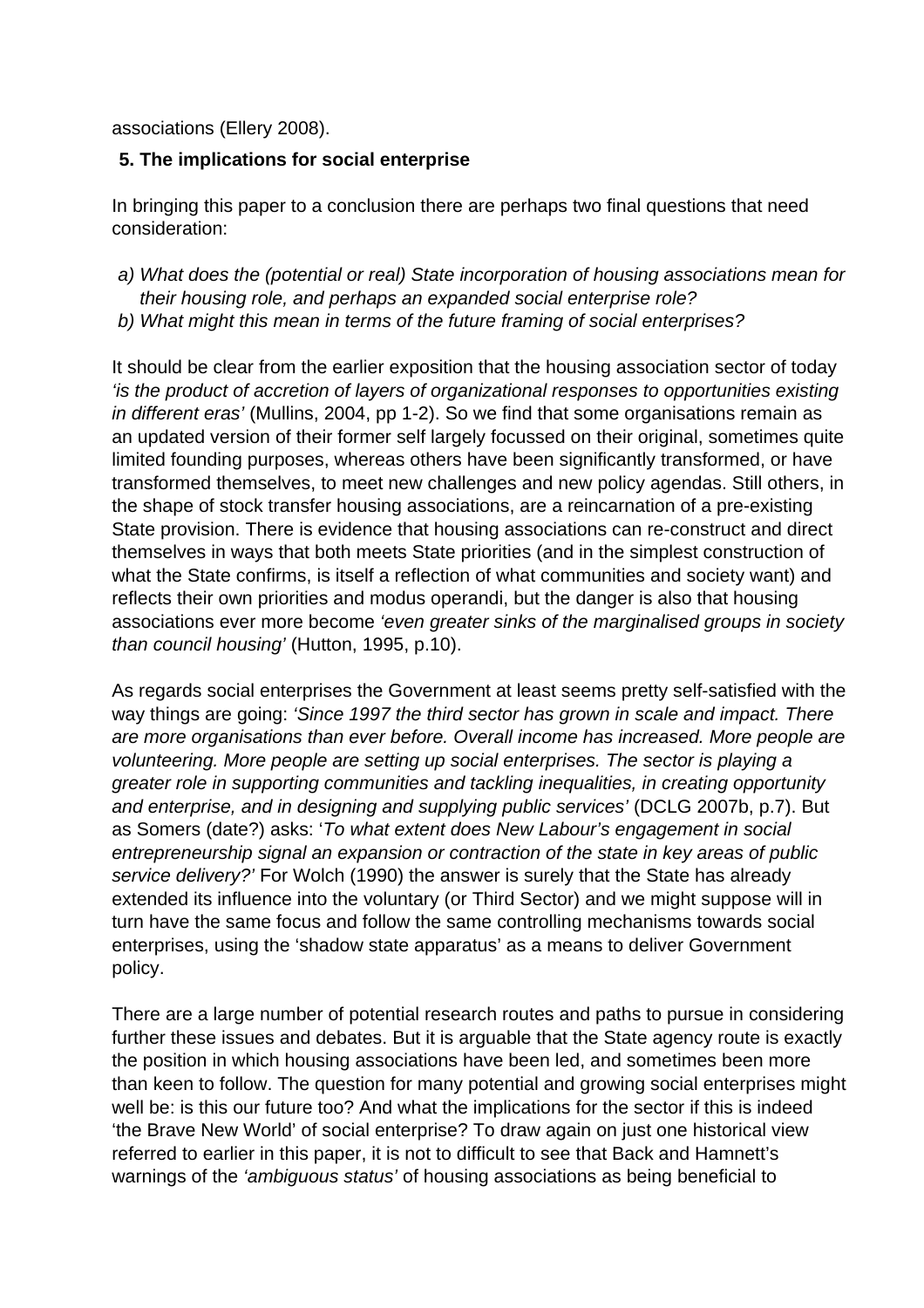associations (Ellery 2008).

## 5. The implications for social enterprise

In bringing this paper to a conclusion there are perhaps two final questions that need consideration:

a) *What does the (potential or real) State incorporation of housing associations mean for their housing role, and perhaps an expanded social enterprise role?*
b) *What might this mean in terms of the future framing of social enterprises?*

It should be clear from the earlier exposition that the housing association sector of today *'is the product of accretion of layers of organizational responses to opportunities existing in different eras'* (Mullins, 2004, pp 1-2). So we find that some organisations remain as an updated version of their former self largely focussed on their original, sometimes quite limited founding purposes, whereas others have been significantly transformed, or have transformed themselves, to meet new challenges and new policy agendas. Still others, in the shape of stock transfer housing associations, are a reincarnation of a pre-existing State provision. There is evidence that housing associations can re-construct and direct themselves in ways that both meets State priorities (and in the simplest construction of what the State confirms, is itself a reflection of what communities and society want) and reflects their own priorities and modus operandi, but the danger is also that housing associations ever more become *'even greater sinks of the marginalised groups in society than council housing'* (Hutton, 1995, p.10).

As regards social enterprises the Government at least seems pretty self-satisfied with the way things are going: *'Since 1997 the third sector has grown in scale and impact. There are more organisations than ever before. Overall income has increased. More people are volunteering. More people are setting up social enterprises. The sector is playing a greater role in supporting communities and tackling inequalities, in creating opportunity and enterprise, and in designing and supplying public services'* (DCLG 2007b, p.7). But as Somers (date?) asks: '*To what extent does New Labour's engagement in social entrepreneurship signal an expansion or contraction of the state in key areas of public service delivery?'* For Wolch (1990) the answer is surely that the State has already extended its influence into the voluntary (or Third Sector) and we might suppose will in turn have the same focus and follow the same controlling mechanisms towards social enterprises, using the 'shadow state apparatus' as a means to deliver Government policy.

There are a large number of potential research routes and paths to pursue in considering further these issues and debates. But it is arguable that the State agency route is exactly the position in which housing associations have been led, and sometimes been more than keen to follow. The question for many potential and growing social enterprises might well be: is this our future too? And what the implications for the sector if this is indeed 'the Brave New World' of social enterprise? To draw again on just one historical view referred to earlier in this paper, it is not to difficult to see that Back and Hamnett's warnings of the *'ambiguous status'* of housing associations as being beneficial to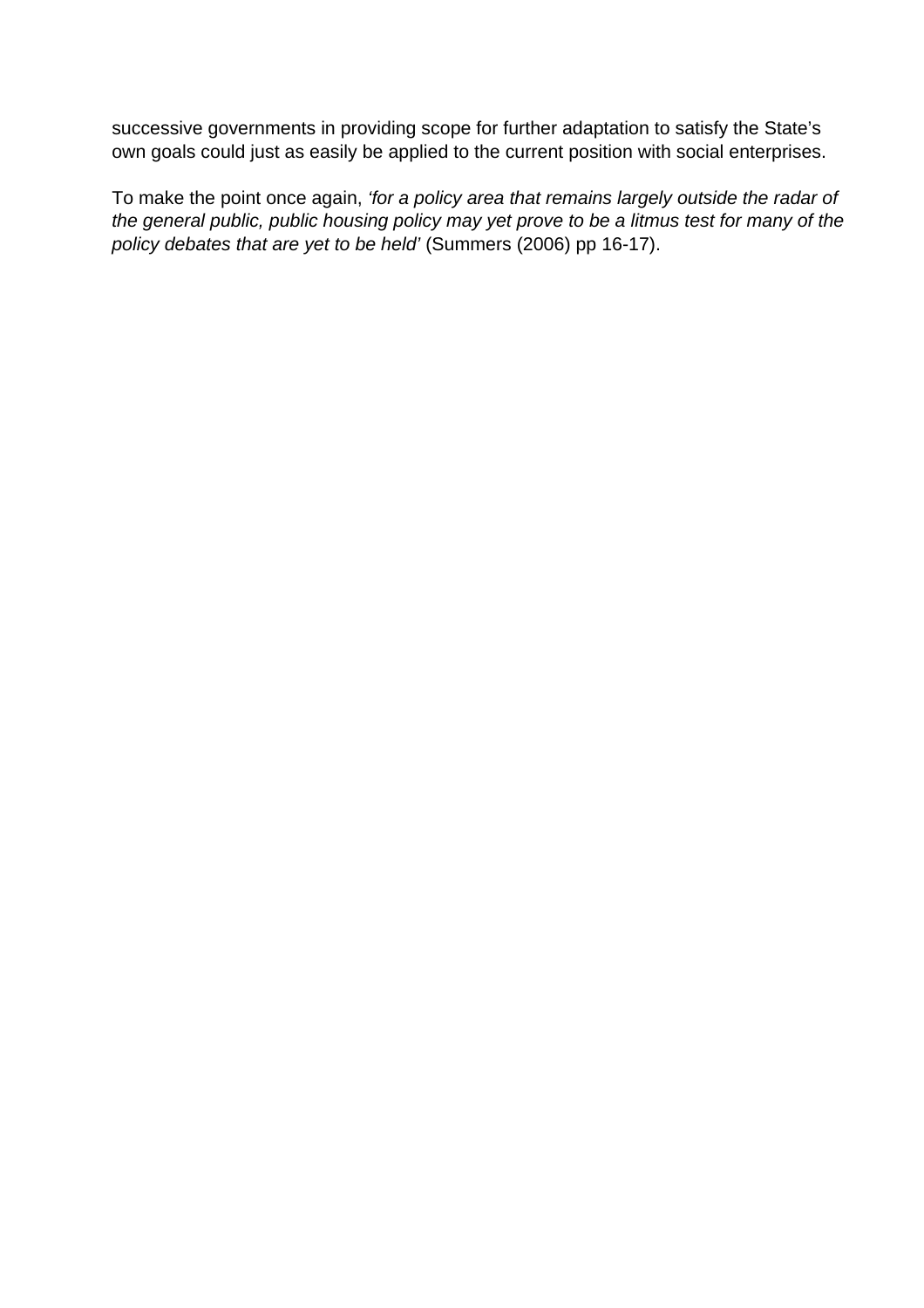successive governments in providing scope for further adaptation to satisfy the State's own goals could just as easily be applied to the current position with social enterprises.

To make the point once again, *'for a policy area that remains largely outside the radar of the general public, public housing policy may yet prove to be a litmus test for many of the policy debates that are yet to be held'* (Summers (2006) pp 16-17).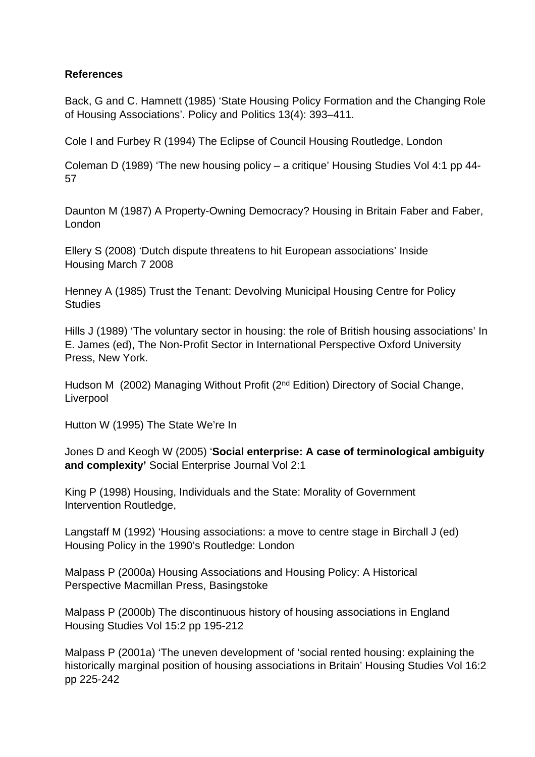**References**

Back, G and C. Hamnett (1985) 'State Housing Policy Formation and the Changing Role of Housing Associations'. Policy and Politics 13(4): 393–411.

Cole I and Furbey R (1994) The Eclipse of Council Housing Routledge, London

Coleman D (1989) 'The new housing policy – a critique' Housing Studies Vol 4:1 pp 44-57

Daunton M (1987) A Property-Owning Democracy? Housing in Britain Faber and Faber, London

Ellery S (2008) 'Dutch dispute threatens to hit European associations' Inside Housing March 7 2008

Henney A (1985) Trust the Tenant: Devolving Municipal Housing Centre for Policy Studies

Hills J (1989) 'The voluntary sector in housing: the role of British housing associations' In E. James (ed), The Non-Profit Sector in International Perspective Oxford University Press, New York.

Hudson M (2002) Managing Without Profit (2nd Edition) Directory of Social Change, Liverpool

Hutton W (1995) The State We're In

Jones D and Keogh W (2005) '**Social enterprise: A case of terminological ambiguity and complexity'** Social Enterprise Journal Vol 2:1

King P (1998) Housing, Individuals and the State: Morality of Government Intervention Routledge,

Langstaff M (1992) 'Housing associations: a move to centre stage in Birchall J (ed) Housing Policy in the 1990's Routledge: London

Malpass P (2000a) Housing Associations and Housing Policy: A Historical Perspective Macmillan Press, Basingstoke

Malpass P (2000b) The discontinuous history of housing associations in England Housing Studies Vol 15:2 pp 195-212

Malpass P (2001a) 'The uneven development of 'social rented housing: explaining the historically marginal position of housing associations in Britain' Housing Studies Vol 16:2 pp 225-242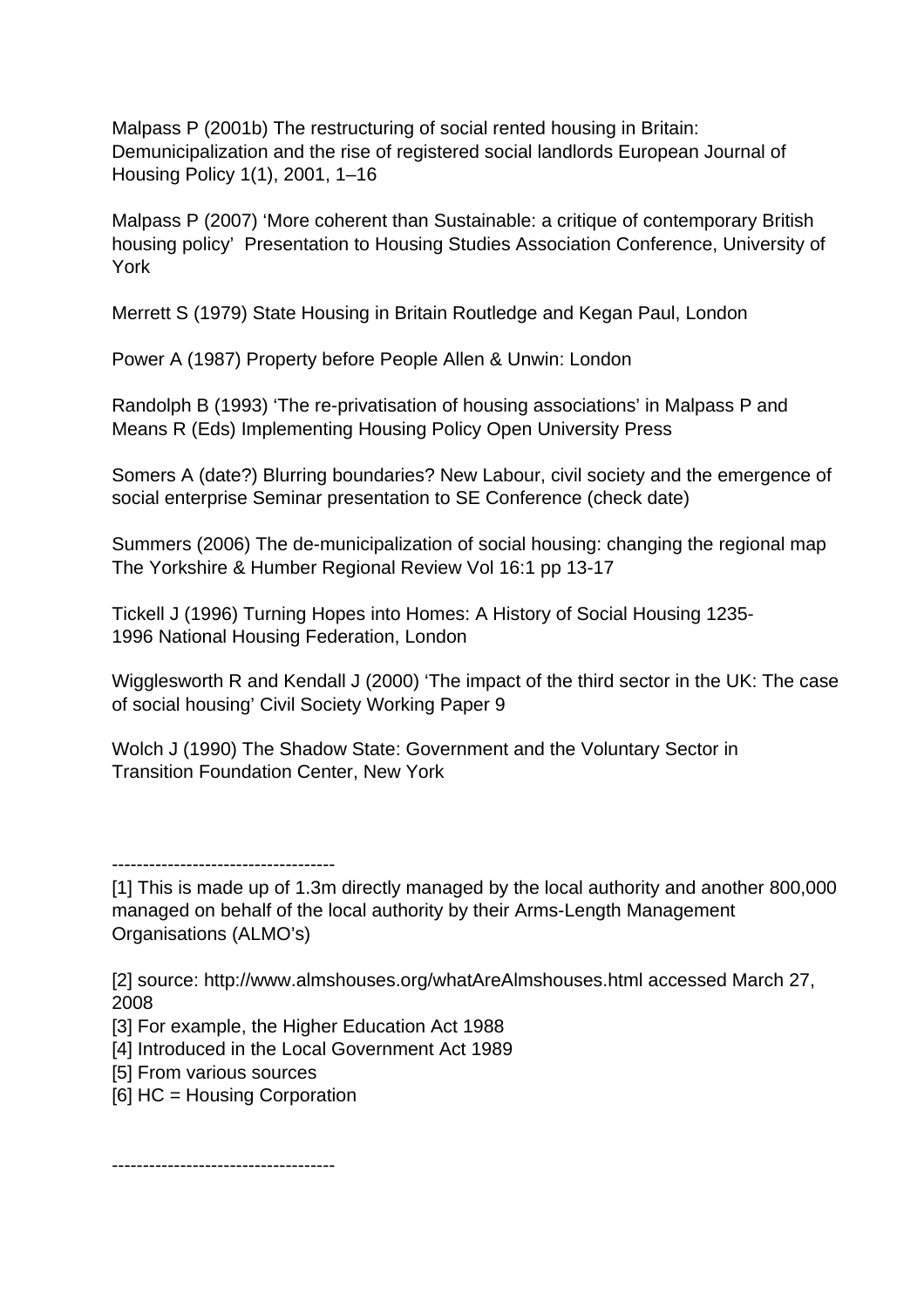Malpass P (2001b) The restructuring of social rented housing in Britain: Demunicipalization and the rise of registered social landlords European Journal of Housing Policy 1(1), 2001, 1–16

Malpass P (2007) 'More coherent than Sustainable: a critique of contemporary British housing policy' Presentation to Housing Studies Association Conference, University of York

Merrett S (1979) State Housing in Britain Routledge and Kegan Paul, London

Power A (1987) Property before People Allen & Unwin: London

Randolph B (1993) 'The re-privatisation of housing associations' in Malpass P and Means R (Eds) Implementing Housing Policy Open University Press

Somers A (date?) Blurring boundaries? New Labour, civil society and the emergence of social enterprise Seminar presentation to SE Conference (check date)

Summers (2006) The de-municipalization of social housing: changing the regional map The Yorkshire & Humber Regional Review Vol 16:1 pp 13-17

Tickell J (1996) Turning Hopes into Homes: A History of Social Housing 1235-1996 National Housing Federation, London

Wigglesworth R and Kendall J (2000) 'The impact of the third sector in the UK: The case of social housing' Civil Society Working Paper 9

Wolch J (1990) The Shadow State: Government and the Voluntary Sector in Transition Foundation Center, New York

------------------------------------

[1] This is made up of 1.3m directly managed by the local authority and another 800,000 managed on behalf of the local authority by their Arms-Length Management Organisations (ALMO's)

[2] source: http://www.almshouses.org/whatAreAlmshouses.html accessed March 27, 2008

[3] For example, the Higher Education Act 1988

[4] Introduced in the Local Government Act 1989

[5] From various sources

[6] HC = Housing Corporation

------------------------------------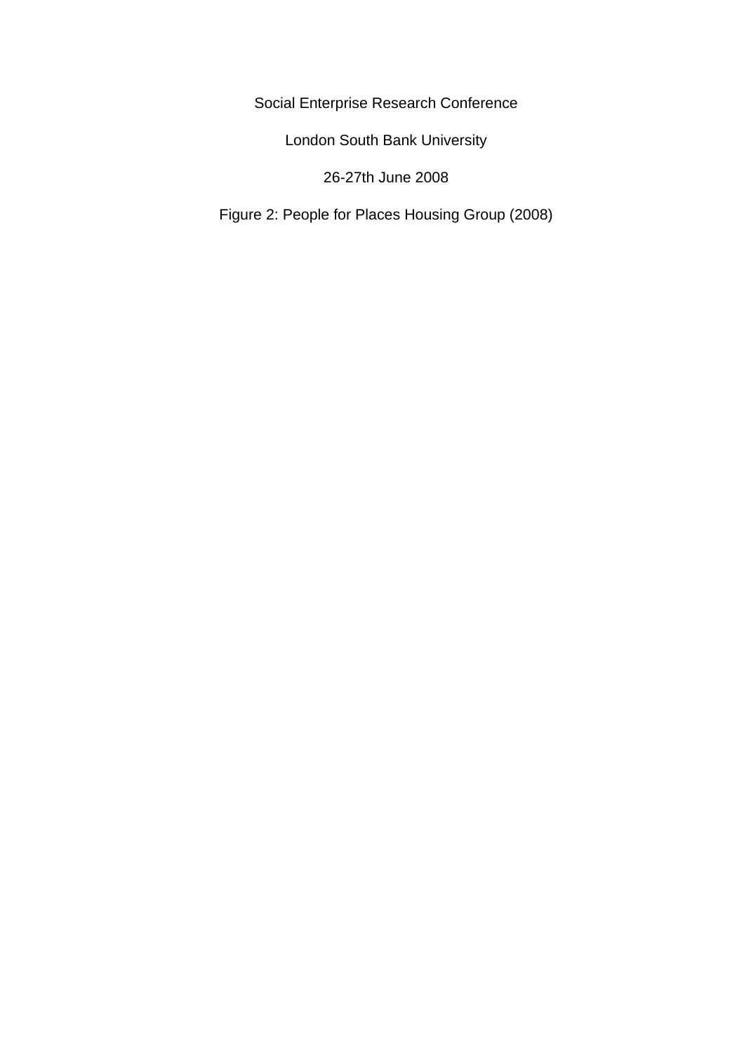Social Enterprise Research Conference

London South Bank University

26-27th June 2008

Figure 2: People for Places Housing Group (2008)